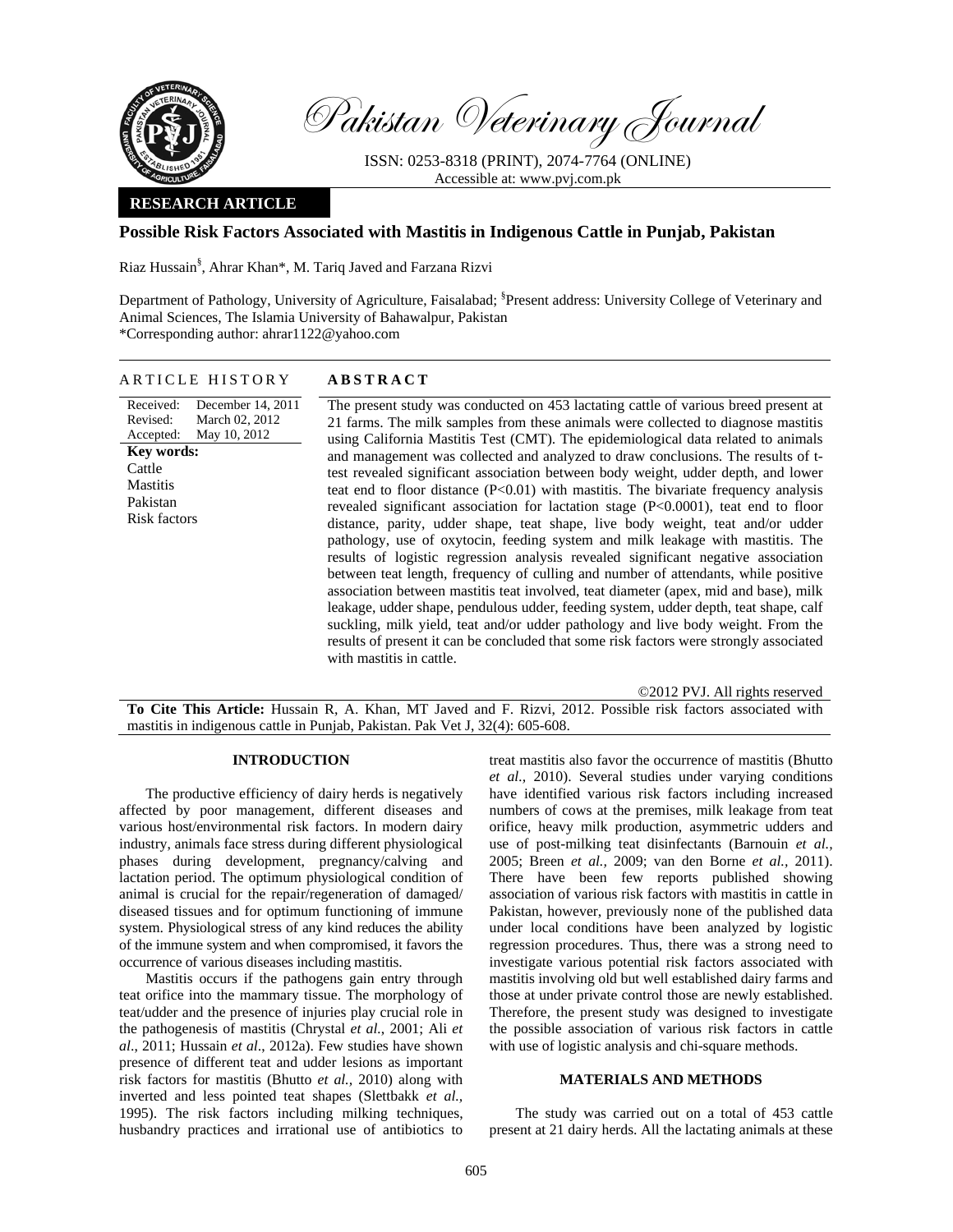Pakistan Veterinary Journal

ISSN: 0253-8318 (PRINT), 2074-7764 (ONLINE)
Accessible at: www.pvj.com.pk

**RESEARCH ARTICLE**

# Possible Risk Factors Associated with Mastitis in Indigenous Cattle in Punjab, Pakistan

Riaz Hussain[§], Ahrar Khan*, M. Tariq Javed and Farzana Rizvi

Department of Pathology, University of Agriculture, Faisalabad; [§]Present address: University College of Veterinary and Animal Sciences, The Islamia University of Bahawalpur, Pakistan
*Corresponding author: ahrar1122@yahoo.com

## ARTICLE HISTORY

Received: December 14, 2011
Revised: March 02, 2012
Accepted: May 10, 2012

**Key words:**
Cattle
Mastitis
Pakistan
Risk factors

## ABSTRACT

The present study was conducted on 453 lactating cattle of various breed present at 21 farms. The milk samples from these animals were collected to diagnose mastitis using California Mastitis Test (CMT). The epidemiological data related to animals and management was collected and analyzed to draw conclusions. The results of t-test revealed significant association between body weight, udder depth, and lower teat end to floor distance ($P<0.01$) with mastitis. The bivariate frequency analysis revealed significant association for lactation stage ($P<0.0001$), teat end to floor distance, parity, udder shape, teat shape, live body weight, teat and/or udder pathology, use of oxytocin, feeding system and milk leakage with mastitis. The results of logistic regression analysis revealed significant negative association between teat length, frequency of culling and number of attendants, while positive association between mastitis teat involved, teat diameter (apex, mid and base), milk leakage, udder shape, pendulous udder, feeding system, udder depth, teat shape, calf suckling, milk yield, teat and/or udder pathology and live body weight. From the results of present it can be concluded that some risk factors were strongly associated with mastitis in cattle.

©2012 PVJ. All rights reserved

**To Cite This Article:** Hussain R, A. Khan, MT Javed and F. Rizvi, 2012. Possible risk factors associated with mastitis in indigenous cattle in Punjab, Pakistan. Pak Vet J, 32(4): 605-608.

## INTRODUCTION

The productive efficiency of dairy herds is negatively affected by poor management, different diseases and various host/environmental risk factors. In modern dairy industry, animals face stress during different physiological phases during development, pregnancy/calving and lactation period. The optimum physiological condition of animal is crucial for the repair/regeneration of damaged/diseased tissues and for optimum functioning of immune system. Physiological stress of any kind reduces the ability of the immune system and when compromised, it favors the occurrence of various diseases including mastitis.

Mastitis occurs if the pathogens gain entry through teat orifice into the mammary tissue. The morphology of teat/udder and the presence of injuries play crucial role in the pathogenesis of mastitis (Chrystal *et al.*, 2001; Ali *et al*., 2011; Hussain *et al*., 2012a). Few studies have shown presence of different teat and udder lesions as important risk factors for mastitis (Bhutto *et al.,* 2010) along with inverted and less pointed teat shapes (Slettbakk *et al.,* 1995). The risk factors including milking techniques, husbandry practices and irrational use of antibiotics to treat mastitis also favor the occurrence of mastitis (Bhutto *et al.,* 2010). Several studies under varying conditions have identified various risk factors including increased numbers of cows at the premises, milk leakage from teat orifice, heavy milk production, asymmetric udders and use of post-milking teat disinfectants (Barnouin *et al.,* 2005; Breen *et al.,* 2009; van den Borne *et al.,* 2011). There have been few reports published showing association of various risk factors with mastitis in cattle in Pakistan, however, previously none of the published data under local conditions have been analyzed by logistic regression procedures. Thus, there was a strong need to investigate various potential risk factors associated with mastitis involving old but well established dairy farms and those at under private control those are newly established. Therefore, the present study was designed to investigate the possible association of various risk factors in cattle with use of logistic analysis and chi-square methods.

## MATERIALS AND METHODS

The study was carried out on a total of 453 cattle present at 21 dairy herds. All the lactating animals at these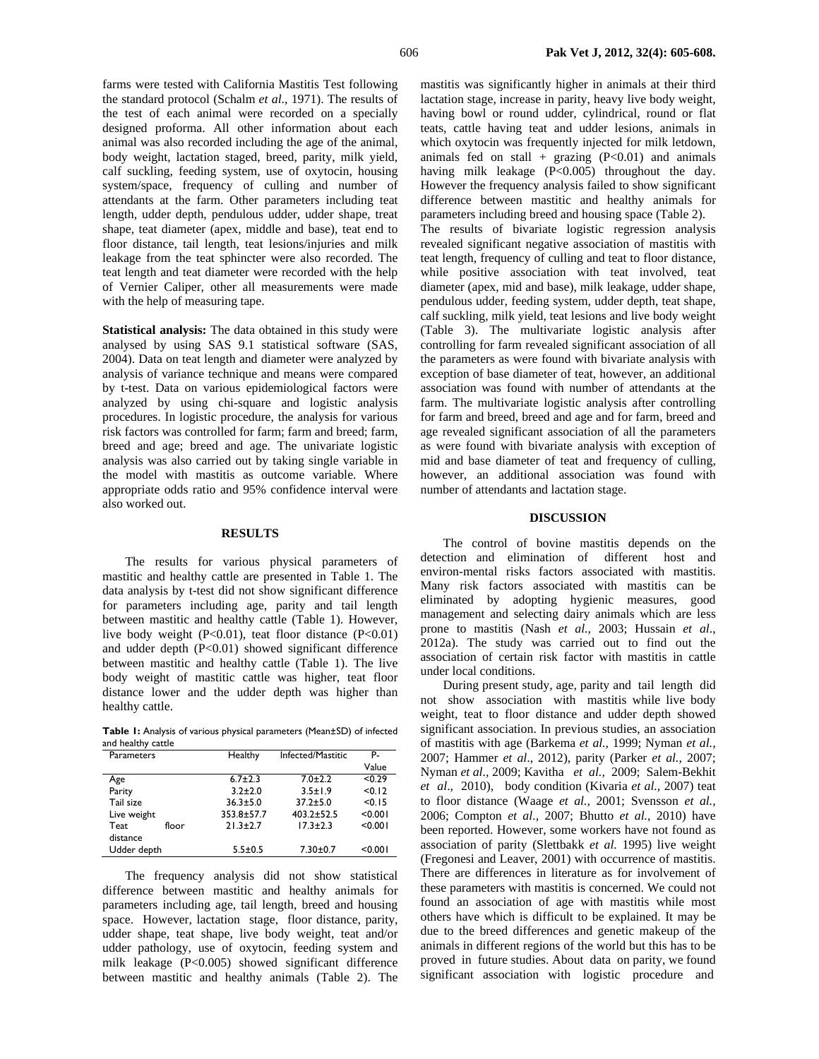farms were tested with California Mastitis Test following the standard protocol (Schalm *et al*., 1971). The results of the test of each animal were recorded on a specially designed proforma. All other information about each animal was also recorded including the age of the animal, body weight, lactation staged, breed, parity, milk yield, calf suckling, feeding system, use of oxytocin, housing system/space, frequency of culling and number of attendants at the farm. Other parameters including teat length, udder depth, pendulous udder, udder shape, treat shape, teat diameter (apex, middle and base), teat end to floor distance, tail length, teat lesions/injuries and milk leakage from the teat sphincter were also recorded. The teat length and teat diameter were recorded with the help of Vernier Caliper, other all measurements were made with the help of measuring tape.

**Statistical analysis:** The data obtained in this study were analysed by using SAS 9.1 statistical software (SAS, 2004). Data on teat length and diameter were analyzed by analysis of variance technique and means were compared by t-test. Data on various epidemiological factors were analyzed by using chi-square and logistic analysis procedures. In logistic procedure, the analysis for various risk factors was controlled for farm; farm and breed; farm, breed and age; breed and age. The univariate logistic analysis was also carried out by taking single variable in the model with mastitis as outcome variable. Where appropriate odds ratio and 95% confidence interval were also worked out.

## RESULTS

The results for various physical parameters of mastitic and healthy cattle are presented in Table 1. The data analysis by t-test did not show significant difference for parameters including age, parity and tail length between mastitic and healthy cattle (Table 1). However, live body weight (P<0.01), teat floor distance (P<0.01) and udder depth (P<0.01) showed significant difference between mastitic and healthy cattle (Table 1). The live body weight of mastitic cattle was higher, teat floor distance lower and the udder depth was higher than healthy cattle.

**Table 1:** Analysis of various physical parameters (Mean±SD) of infected and healthy cattle

| Parameters | Healthy | Infected/Mastitic | P-Value |
|---|---|---|---|
| Age | 6.7±2.3 | 7.0±2.2 | <0.29 |
| Parity | 3.2±2.0 | 3.5±1.9 | <0.12 |
| Tail size | 36.3±5.0 | 37.2±5.0 | <0.15 |
| Live weight | 353.8±57.7 | 403.2±52.5 | <0.001 |
| Teat floor distance | 21.3±2.7 | 17.3±2.3 | <0.001 |
| Udder depth | 5.5±0.5 | 7.30±0.7 | <0.001 |

The frequency analysis did not show statistical difference between mastitic and healthy animals for parameters including age, tail length, breed and housing space. However, lactation stage, floor distance, parity, udder shape, teat shape, live body weight, teat and/or udder pathology, use of oxytocin, feeding system and milk leakage (P<0.005) showed significant difference between mastitic and healthy animals (Table 2). The mastitis was significantly higher in animals at their third lactation stage, increase in parity, heavy live body weight, having bowl or round udder, cylindrical, round or flat teats, cattle having teat and udder lesions, animals in which oxytocin was frequently injected for milk letdown, animals fed on stall + grazing (P<0.01) and animals having milk leakage (P<0.005) throughout the day. However the frequency analysis failed to show significant difference between mastitic and healthy animals for parameters including breed and housing space (Table 2).

The results of bivariate logistic regression analysis revealed significant negative association of mastitis with teat length, frequency of culling and teat to floor distance, while positive association with teat involved, teat diameter (apex, mid and base), milk leakage, udder shape, pendulous udder, feeding system, udder depth, teat shape, calf suckling, milk yield, teat lesions and live body weight (Table 3). The multivariate logistic analysis after controlling for farm revealed significant association of all the parameters as were found with bivariate analysis with exception of base diameter of teat, however, an additional association was found with number of attendants at the farm. The multivariate logistic analysis after controlling for farm and breed, breed and age and for farm, breed and age revealed significant association of all the parameters as were found with bivariate analysis with exception of mid and base diameter of teat and frequency of culling, however, an additional association was found with number of attendants and lactation stage.

## DISCUSSION

The control of bovine mastitis depends on the detection and elimination of different host and environ-mental risks factors associated with mastitis. Many risk factors associated with mastitis can be eliminated by adopting hygienic measures, good management and selecting dairy animals which are less prone to mastitis (Nash *et al.,* 2003; Hussain *et al*., 2012a). The study was carried out to find out the association of certain risk factor with mastitis in cattle under local conditions.

During present study, age, parity and tail length did not show association with mastitis while live body weight, teat to floor distance and udder depth showed significant association. In previous studies, an association of mastitis with age (Barkema *et al.,* 1999; Nyman *et al.,* 2007; Hammer *et al*., 2012), parity (Parker *et al.,* 2007; Nyman *et al*., 2009; Kavitha *et al.,* 2009; Salem-Bekhit *et al*., 2010), body condition (Kivaria *et al.,* 2007) teat to floor distance (Waage *et al.,* 2001; Svensson *et al.,* 2006; Compton *et al*., 2007; Bhutto *et al.,* 2010) have been reported. However, some workers have not found as association of parity (Slettbakk *et al.* 1995) live weight (Fregonesi and Leaver, 2001) with occurrence of mastitis. There are differences in literature as for involvement of these parameters with mastitis is concerned. We could not found an association of age with mastitis while most others have which is difficult to be explained. It may be due to the breed differences and genetic makeup of the animals in different regions of the world but this has to be proved in future studies. About data on parity, we found significant association with logistic procedure and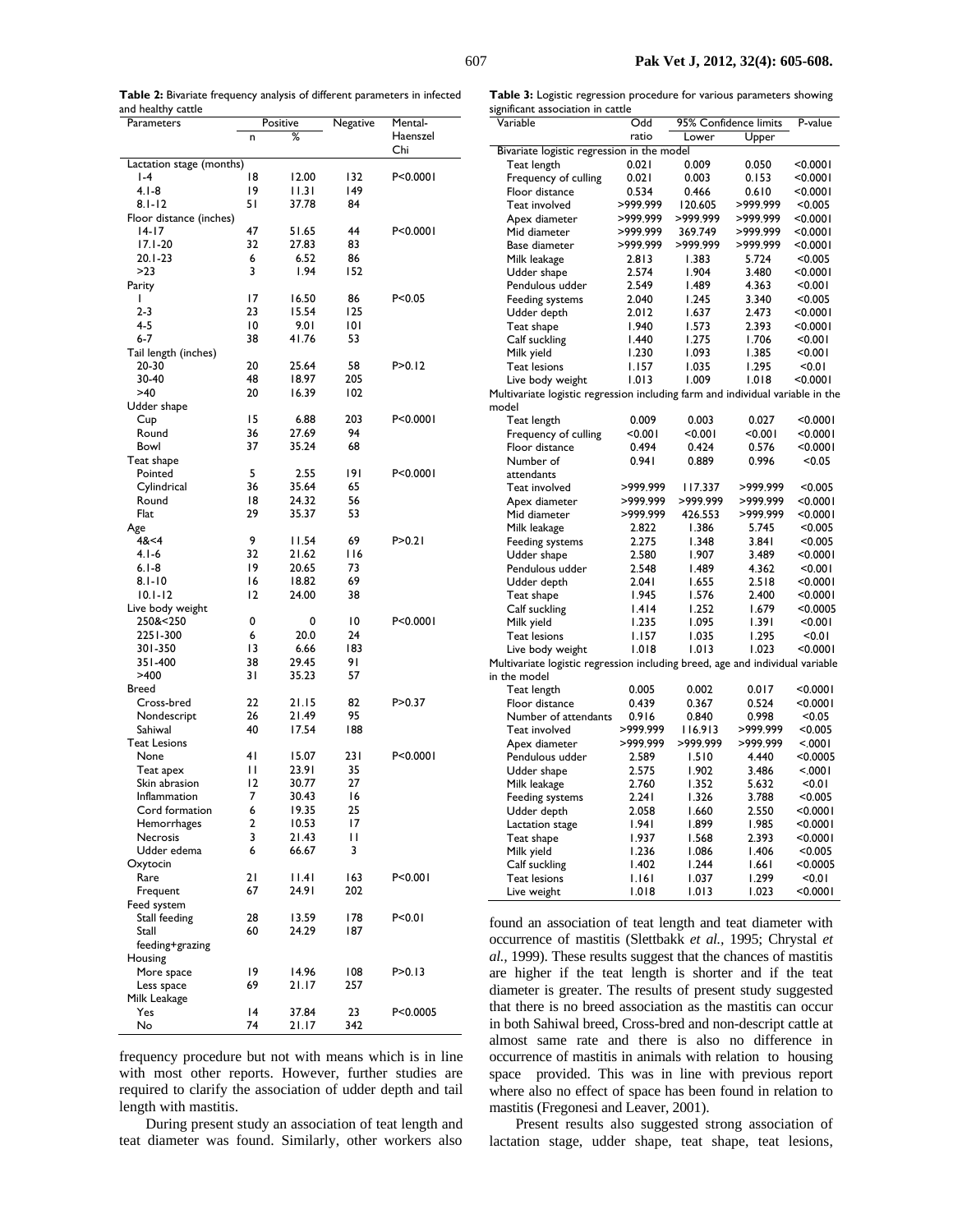**Table 2:** Bivariate frequency analysis of different parameters in infected and healthy cattle

| Parameters | Positive | | Negative | Mental-Haenszel Chi |
|---|---|---|---|---|
| | n | % | | |
| Lactation stage (months) | | | | |
| 1-4 | 18 | 12.00 | 132 | P<0.0001 |
| 4.1-8 | 19 | 11.31 | 149 | |
| 8.1-12 | 51 | 37.78 | 84 | |
| Floor distance (inches) | | | | |
| 14-17 | 47 | 51.65 | 44 | P<0.0001 |
| 17.1-20 | 32 | 27.83 | 83 | |
| 20.1-23 | 6 | 6.52 | 86 | |
| >23 | 3 | 1.94 | 152 | |
| Parity | | | | |
| 1 | 17 | 16.50 | 86 | P<0.05 |
| 2-3 | 23 | 15.54 | 125 | |
| 4-5 | 10 | 9.01 | 101 | |
| 6-7 | 38 | 41.76 | 53 | |
| Tail length (inches) | | | | |
| 20-30 | 20 | 25.64 | 58 | P>0.12 |
| 30-40 | 48 | 18.97 | 205 | |
| >40 | 20 | 16.39 | 102 | |
| Udder shape | | | | |
| Cup | 15 | 6.88 | 203 | P<0.0001 |
| Round | 36 | 27.69 | 94 | |
| Bowl | 37 | 35.24 | 68 | |
| Teat shape | | | | |
| Pointed | 5 | 2.55 | 191 | P<0.0001 |
| Cylindrical | 36 | 35.64 | 65 | |
| Round | 18 | 24.32 | 56 | |
| Flat | 29 | 35.37 | 53 | |
| Age | | | | |
| 4&<4 | 9 | 11.54 | 69 | P>0.21 |
| 4.1-6 | 32 | 21.62 | 116 | |
| 6.1-8 | 19 | 20.65 | 73 | |
| 8.1-10 | 16 | 18.82 | 69 | |
| 10.1-12 | 12 | 24.00 | 38 | |
| Live body weight | | | | |
| 250&<250 | 0 | 0 | 10 | P<0.0001 |
| 2251-300 | 6 | 20.0 | 24 | |
| 301-350 | 13 | 6.66 | 183 | |
| 351-400 | 38 | 29.45 | 91 | |
| >400 | 31 | 35.23 | 57 | |
| Breed | | | | |
| Cross-bred | 22 | 21.15 | 82 | P>0.37 |
| Nondescript | 26 | 21.49 | 95 | |
| Sahiwal | 40 | 17.54 | 188 | |
| Teat Lesions | | | | |
| None | 41 | 15.07 | 231 | P<0.0001 |
| Teat apex | 11 | 23.91 | 35 | |
| Skin abrasion | 12 | 30.77 | 27 | |
| Inflammation | 7 | 30.43 | 16 | |
| Cord formation | 6 | 19.35 | 25 | |
| Hemorrhages | 2 | 10.53 | 17 | |
| Necrosis | 3 | 21.43 | 11 | |
| Udder edema | 6 | 66.67 | 3 | |
| Oxytocin | | | | |
| Rare | 21 | 11.41 | 163 | P<0.001 |
| Frequent | 67 | 24.91 | 202 | |
| Feed system | | | | |
| Stall feeding | 28 | 13.59 | 178 | P<0.01 |
| Stall feeding+grazing | 60 | 24.29 | 187 | |
| Housing | | | | |
| More space | 19 | 14.96 | 108 | P>0.13 |
| Less space | 69 | 21.17 | 257 | |
| Milk Leakage | | | | |
| Yes | 14 | 37.84 | 23 | P<0.0005 |
| No | 74 | 21.17 | 342 | |

frequency procedure but not with means which is in line with most other reports. However, further studies are required to clarify the association of udder depth and tail length with mastitis.

During present study an association of teat length and teat diameter was found. Similarly, other workers also found an association of teat length and teat diameter with occurrence of mastitis (Slettbakk *et al.*, 1995; Chrystal *et al.*, 1999). These results suggest that the chances of mastitis are higher if the teat length is shorter and if the teat diameter is greater. The results of present study suggested that there is no breed association as the mastitis can occur in both Sahiwal breed, Cross-bred and non-descript cattle at almost same rate and there is also no difference in occurrence of mastitis in animals with relation to housing space provided. This was in line with previous report where also no effect of space has been found in relation to mastitis (Fregonesi and Leaver, 2001).

Present results also suggested strong association of lactation stage, udder shape, teat shape, teat lesions,

**Table 3:** Logistic regression procedure for various parameters showing significant association in cattle

| Variable | Odd ratio | 95% Confidence limits | | P-value |
|---|---|---|---|---|
| | | Lower | Upper | |
| Bivariate logistic regression in the model | | | | |
| Teat length | 0.021 | 0.009 | 0.050 | <0.0001 |
| Frequency of culling | 0.021 | 0.003 | 0.153 | <0.0001 |
| Floor distance | 0.534 | 0.466 | 0.610 | <0.0001 |
| Teat involved | >999.999 | 120.605 | >999.999 | <0.005 |
| Apex diameter | >999.999 | >999.999 | >999.999 | <0.0001 |
| Mid diameter | >999.999 | 369.749 | >999.999 | <0.0001 |
| Base diameter | >999.999 | >999.999 | >999.999 | <0.0001 |
| Milk leakage | 2.813 | 1.383 | 5.724 | <0.005 |
| Udder shape | 2.574 | 1.904 | 3.480 | <0.0001 |
| Pendulous udder | 2.549 | 1.489 | 4.363 | <0.001 |
| Feeding systems | 2.040 | 1.245 | 3.340 | <0.005 |
| Udder depth | 2.012 | 1.637 | 2.473 | <0.0001 |
| Teat shape | 1.940 | 1.573 | 2.393 | <0.0001 |
| Calf suckling | 1.440 | 1.275 | 1.706 | <0.001 |
| Milk yield | 1.230 | 1.093 | 1.385 | <0.001 |
| Teat lesions | 1.157 | 1.035 | 1.295 | <0.01 |
| Live body weight | 1.013 | 1.009 | 1.018 | <0.0001 |
| Multivariate logistic regression including farm and individual variable in the model | | | | |
| Teat length | 0.009 | 0.003 | 0.027 | <0.0001 |
| Frequency of culling | <0.001 | <0.001 | <0.001 | <0.0001 |
| Floor distance | 0.494 | 0.424 | 0.576 | <0.0001 |
| Number of attendants | 0.941 | 0.889 | 0.996 | <0.05 |
| Teat involved | >999.999 | 117.337 | >999.999 | <0.005 |
| Apex diameter | >999.999 | >999.999 | >999.999 | <0.0001 |
| Mid diameter | >999.999 | 426.553 | >999.999 | <0.0001 |
| Milk leakage | 2.822 | 1.386 | 5.745 | <0.005 |
| Feeding systems | 2.275 | 1.348 | 3.841 | <0.005 |
| Udder shape | 2.580 | 1.907 | 3.489 | <0.0001 |
| Pendulous udder | 2.548 | 1.489 | 4.362 | <0.001 |
| Udder depth | 2.041 | 1.655 | 2.518 | <0.0001 |
| Teat shape | 1.945 | 1.576 | 2.400 | <0.0001 |
| Calf suckling | 1.414 | 1.252 | 1.679 | <0.0005 |
| Milk yield | 1.235 | 1.095 | 1.391 | <0.001 |
| Teat lesions | 1.157 | 1.035 | 1.295 | <0.01 |
| Live body weight | 1.018 | 1.013 | 1.023 | <0.0001 |
| Multivariate logistic regression including breed, age and individual variable in the model | | | | |
| Teat length | 0.005 | 0.002 | 0.017 | <0.0001 |
| Floor distance | 0.439 | 0.367 | 0.524 | <0.0001 |
| Number of attendants | 0.916 | 0.840 | 0.998 | <0.05 |
| Teat involved | >999.999 | 116.913 | >999.999 | <0.005 |
| Apex diameter | >999.999 | >999.999 | >999.999 | <.0001 |
| Pendulous udder | 2.589 | 1.510 | 4.440 | <0.0005 |
| Udder shape | 2.575 | 1.902 | 3.486 | <.0001 |
| Milk leakage | 2.760 | 1.352 | 5.632 | <0.01 |
| Feeding systems | 2.241 | 1.326 | 3.788 | <0.005 |
| Udder depth | 2.058 | 1.660 | 2.550 | <0.0001 |
| Lactation stage | 1.941 | 1.899 | 1.985 | <0.0001 |
| Teat shape | 1.937 | 1.568 | 2.393 | <0.0001 |
| Milk yield | 1.236 | 1.086 | 1.406 | <0.005 |
| Calf suckling | 1.402 | 1.244 | 1.661 | <0.0005 |
| Teat lesions | 1.161 | 1.037 | 1.299 | <0.01 |
| Live weight | 1.018 | 1.013 | 1.023 | <0.0001 |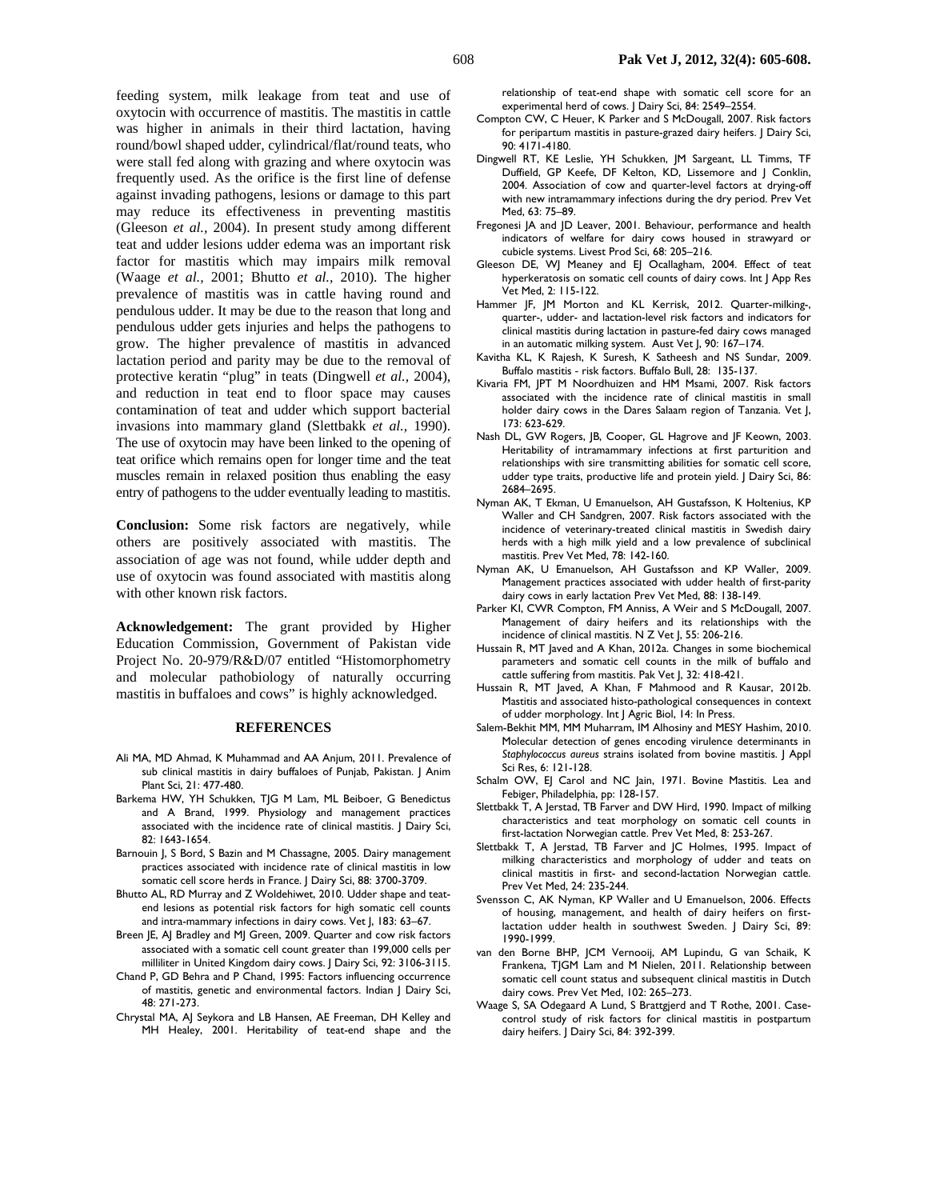feeding system, milk leakage from teat and use of oxytocin with occurrence of mastitis. The mastitis in cattle was higher in animals in their third lactation, having round/bowl shaped udder, cylindrical/flat/round teats, who were stall fed along with grazing and where oxytocin was frequently used. As the orifice is the first line of defense against invading pathogens, lesions or damage to this part may reduce its effectiveness in preventing mastitis (Gleeson *et al.*, 2004). In present study among different teat and udder lesions udder edema was an important risk factor for mastitis which may impairs milk removal (Waage *et al.,* 2001; Bhutto *et al.*, 2010). The higher prevalence of mastitis was in cattle having round and pendulous udder. It may be due to the reason that long and pendulous udder gets injuries and helps the pathogens to grow. The higher prevalence of mastitis in advanced lactation period and parity may be due to the removal of protective keratin "plug" in teats (Dingwell *et al.,* 2004), and reduction in teat end to floor space may causes contamination of teat and udder which support bacterial invasions into mammary gland (Slettbakk *et al.,* 1990). The use of oxytocin may have been linked to the opening of teat orifice which remains open for longer time and the teat muscles remain in relaxed position thus enabling the easy entry of pathogens to the udder eventually leading to mastitis.

**Conclusion:** Some risk factors are negatively, while others are positively associated with mastitis. The association of age was not found, while udder depth and use of oxytocin was found associated with mastitis along with other known risk factors.

**Acknowledgement:** The grant provided by Higher Education Commission, Government of Pakistan vide Project No. 20-979/R&D/07 entitled "Histomorphometry and molecular pathobiology of naturally occurring mastitis in buffaloes and cows" is highly acknowledged.

## REFERENCES

Ali MA, MD Ahmad, K Muhammad and AA Anjum, 2011. Prevalence of sub clinical mastitis in dairy buffaloes of Punjab, Pakistan. J Anim Plant Sci, 21: 477-480.

Barkema HW, YH Schukken, TJG M Lam, ML Beiboer, G Benedictus and A Brand, 1999. Physiology and management practices associated with the incidence rate of clinical mastitis. J Dairy Sci, 82: 1643-1654.

Barnouin J, S Bord, S Bazin and M Chassagne, 2005. Dairy management practices associated with incidence rate of clinical mastitis in low somatic cell score herds in France. J Dairy Sci, 88: 3700-3709.

Bhutto AL, RD Murray and Z Woldehiwet, 2010. Udder shape and teat-end lesions as potential risk factors for high somatic cell counts and intra-mammary infections in dairy cows. Vet J, 183: 63–67.

Breen JE, AJ Bradley and MJ Green, 2009. Quarter and cow risk factors associated with a somatic cell count greater than 199,000 cells per milliliter in United Kingdom dairy cows. J Dairy Sci, 92: 3106-3115.

Chand P, GD Behra and P Chand, 1995: Factors influencing occurrence of mastitis, genetic and environmental factors. Indian J Dairy Sci, 48: 271-273.

Chrystal MA, AJ Seykora and LB Hansen, AE Freeman, DH Kelley and MH Healey, 2001. Heritability of teat-end shape and the relationship of teat-end shape with somatic cell score for an experimental herd of cows. J Dairy Sci, 84: 2549–2554.

Compton CW, C Heuer, K Parker and S McDougall, 2007. Risk factors for peripartum mastitis in pasture-grazed dairy heifers. J Dairy Sci, 90: 4171-4180.

Dingwell RT, KE Leslie, YH Schukken, JM Sargeant, LL Timms, TF Duffield, GP Keefe, DF Kelton, KD, Lissemore and J Conklin, 2004. Association of cow and quarter-level factors at drying-off with new intramammary infections during the dry period. Prev Vet Med, 63: 75–89.

Fregonesi JA and JD Leaver, 2001. Behaviour, performance and health indicators of welfare for dairy cows housed in strawyard or cubicle systems. Livest Prod Sci, 68: 205–216.

Gleeson DE, WJ Meaney and EJ Ocallagham, 2004. Effect of teat hyperkeratosis on somatic cell counts of dairy cows. Int J App Res Vet Med, 2: 115-122.

Hammer JF, JM Morton and KL Kerrisk, 2012. Quarter-milking-, quarter-, udder- and lactation-level risk factors and indicators for clinical mastitis during lactation in pasture-fed dairy cows managed in an automatic milking system. Aust Vet J, 90: 167–174.

Kavitha KL, K Rajesh, K Suresh, K Satheesh and NS Sundar, 2009. Buffalo mastitis - risk factors. Buffalo Bull, 28: 135-137.

Kivaria FM, JPT M Noordhuizen and HM Msami, 2007. Risk factors associated with the incidence rate of clinical mastitis in small holder dairy cows in the Dares Salaam region of Tanzania. Vet J, 173: 623-629.

Nash DL, GW Rogers, JB, Cooper, GL Hagrove and JF Keown, 2003. Heritability of intramammary infections at first parturition and relationships with sire transmitting abilities for somatic cell score, udder type traits, productive life and protein yield. J Dairy Sci, 86: 2684–2695.

Nyman AK, T Ekman, U Emanuelson, AH Gustafsson, K Holtenius, KP Waller and CH Sandgren, 2007. Risk factors associated with the incidence of veterinary-treated clinical mastitis in Swedish dairy herds with a high milk yield and a low prevalence of subclinical mastitis. Prev Vet Med, 78: 142-160.

Nyman AK, U Emanuelson, AH Gustafsson and KP Waller, 2009. Management practices associated with udder health of first-parity dairy cows in early lactation Prev Vet Med, 88: 138-149.

Parker KI, CWR Compton, FM Anniss, A Weir and S McDougall, 2007. Management of dairy heifers and its relationships with the incidence of clinical mastitis. N Z Vet J, 55: 206-216.

Hussain R, MT Javed and A Khan, 2012a. Changes in some biochemical parameters and somatic cell counts in the milk of buffalo and cattle suffering from mastitis. Pak Vet J, 32: 418-421.

Hussain R, MT Javed, A Khan, F Mahmood and R Kausar, 2012b. Mastitis and associated histo-pathological consequences in context of udder morphology. Int J Agric Biol, 14: In Press.

Salem-Bekhit MM, MM Muharram, IM Alhosiny and MESY Hashim, 2010. Molecular detection of genes encoding virulence determinants in *Staphylococcus aureus* strains isolated from bovine mastitis. J Appl Sci Res, 6: 121-128.

Schalm OW, EJ Carol and NC Jain, 1971. Bovine Mastitis. Lea and Febiger, Philadelphia, pp: 128-157.

Slettbakk T, A Jerstad, TB Farver and DW Hird, 1990. Impact of milking characteristics and teat morphology on somatic cell counts in first-lactation Norwegian cattle. Prev Vet Med, 8: 253-267.

Slettbakk T, A Jerstad, TB Farver and JC Holmes, 1995. Impact of milking characteristics and morphology of udder and teats on clinical mastitis in first- and second-lactation Norwegian cattle. Prev Vet Med, 24: 235-244.

Svensson C, AK Nyman, KP Waller and U Emanuelson, 2006. Effects of housing, management, and health of dairy heifers on first-lactation udder health in southwest Sweden. J Dairy Sci, 89: 1990-1999.

van den Borne BHP, JCM Vernooij, AM Lupindu, G van Schaik, K Frankena, TJGM Lam and M Nielen, 2011. Relationship between somatic cell count status and subsequent clinical mastitis in Dutch dairy cows. Prev Vet Med, 102: 265–273.

Waage S, SA Odegaard A Lund, S Brattgjerd and T Rothe, 2001. Case-control study of risk factors for clinical mastitis in postpartum dairy heifers. J Dairy Sci, 84: 392-399.